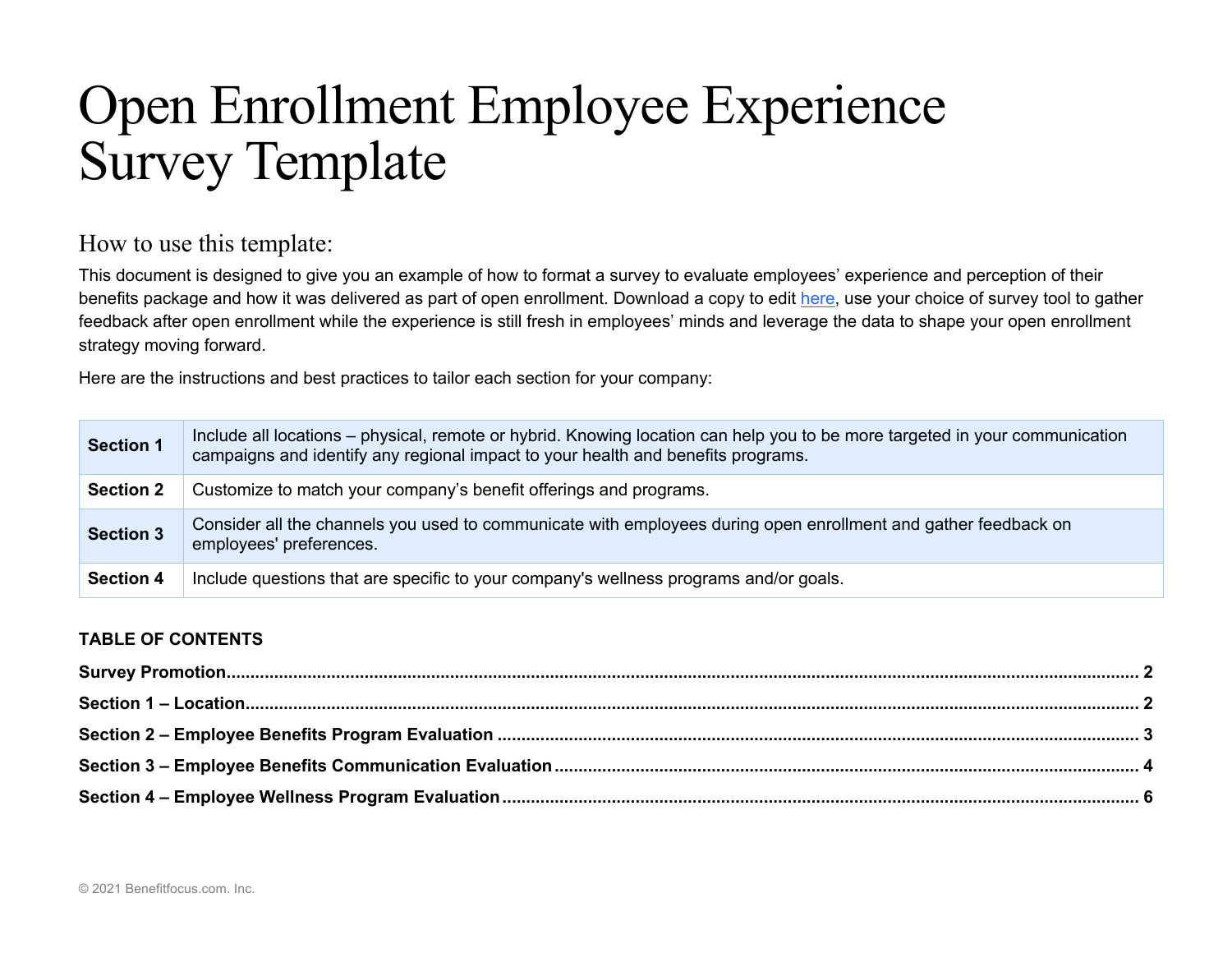# Open Enrollment Employee Experience Survey Template

## How to use this template:

This document is designed to give you an example of how to format a survey to evaluate employees' experience and perception of their benefits package and how it was delivered as part of open enrollment. Download a copy to edit here, use your choice of survey tool to gather feedback after open enrollment while the experience is still fresh in employees' minds and leverage the data to shape your open enrollment strategy moving forward.

Here are the instructions and best practices to tailor each section for your company:

| | |
|---|---|
| **Section 1** | Include all locations – physical, remote or hybrid. Knowing location can help you to be more targeted in your communication campaigns and identify any regional impact to your health and benefits programs. |
| **Section 2** | Customize to match your company's benefit offerings and programs. |
| **Section 3** | Consider all the channels you used to communicate with employees during open enrollment and gather feedback on employees' preferences. |
| **Section 4** | Include questions that are specific to your company's wellness programs and/or goals. |

**TABLE OF CONTENTS**

**Survey Promotion....... 2**

**Section 1 – Location....... 2**

**Section 2 – Employee Benefits Program Evaluation....... 3**

**Section 3 – Employee Benefits Communication Evaluation....... 4**

**Section 4 – Employee Wellness Program Evaluation....... 6**

© 2021 Benefitfocus.com. Inc.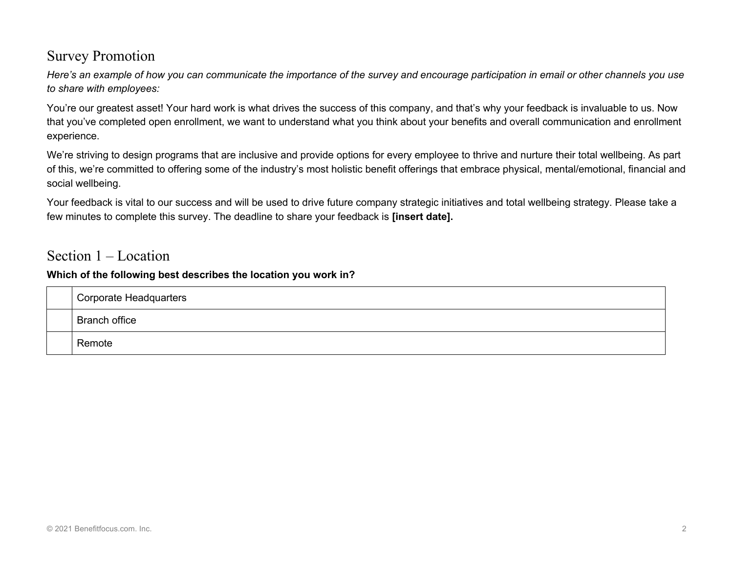## Survey Promotion

*Here's an example of how you can communicate the importance of the survey and encourage participation in email or other channels you use to share with employees:*

You're our greatest asset! Your hard work is what drives the success of this company, and that's why your feedback is invaluable to us. Now that you've completed open enrollment, we want to understand what you think about your benefits and overall communication and enrollment experience.

We're striving to design programs that are inclusive and provide options for every employee to thrive and nurture their total wellbeing. As part of this, we're committed to offering some of the industry's most holistic benefit offerings that embrace physical, mental/emotional, financial and social wellbeing.

Your feedback is vital to our success and will be used to drive future company strategic initiatives and total wellbeing strategy. Please take a few minutes to complete this survey. The deadline to share your feedback is **[insert date].**

## Section 1 – Location

**Which of the following best describes the location you work in?**

| | |
|---|---|
| | Corporate Headquarters |
| | Branch office |
| | Remote |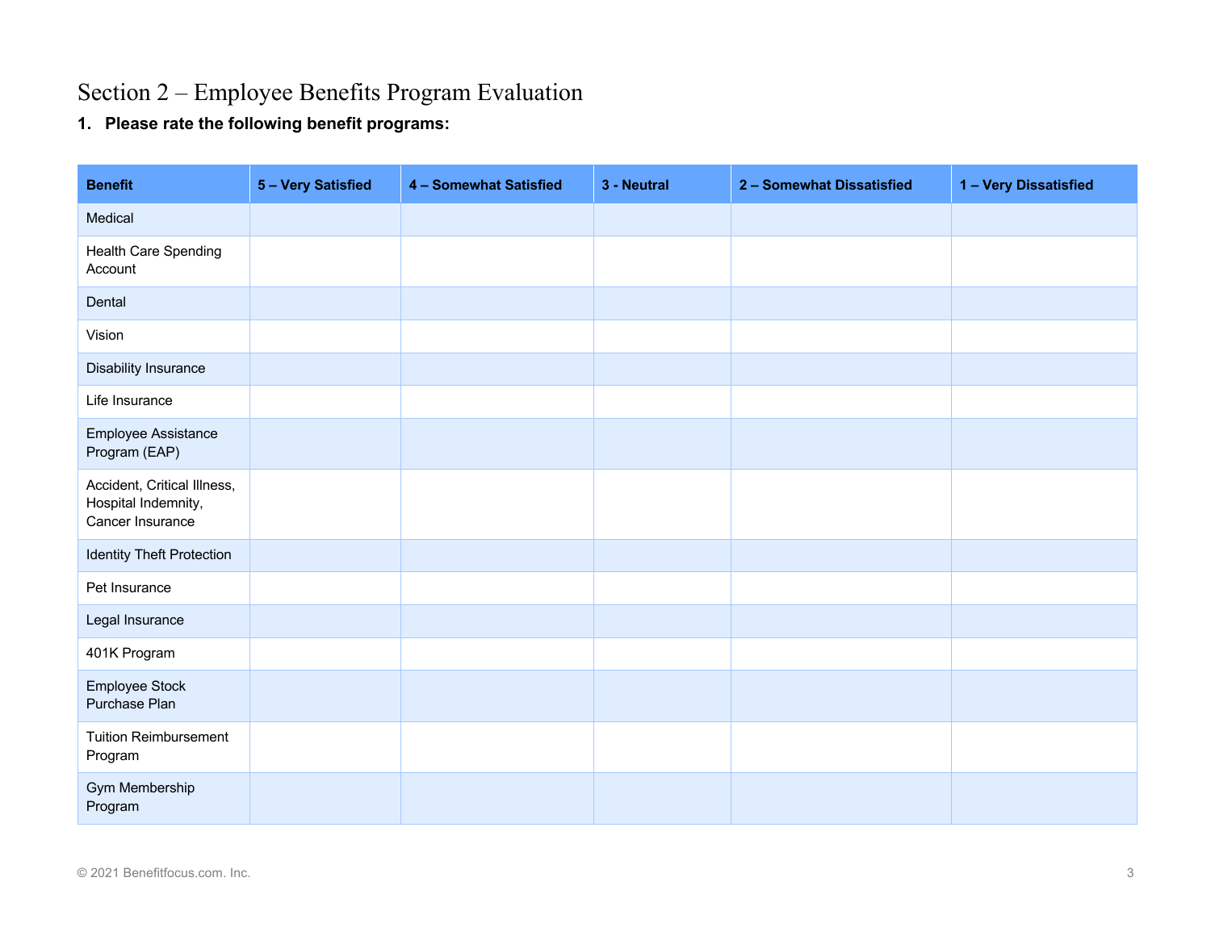# Section 2 – Employee Benefits Program Evaluation

**1. Please rate the following benefit programs:**

| Benefit | 5 – Very Satisfied | 4 – Somewhat Satisfied | 3 - Neutral | 2 – Somewhat Dissatisfied | 1 – Very Dissatisfied |
|---|---|---|---|---|---|
| Medical | | | | | |
| Health Care Spending Account | | | | | |
| Dental | | | | | |
| Vision | | | | | |
| Disability Insurance | | | | | |
| Life Insurance | | | | | |
| Employee Assistance Program (EAP) | | | | | |
| Accident, Critical Illness, Hospital Indemnity, Cancer Insurance | | | | | |
| Identity Theft Protection | | | | | |
| Pet Insurance | | | | | |
| Legal Insurance | | | | | |
| 401K Program | | | | | |
| Employee Stock Purchase Plan | | | | | |
| Tuition Reimbursement Program | | | | | |
| Gym Membership Program | | | | | |

© 2021 Benefitfocus.com. Inc.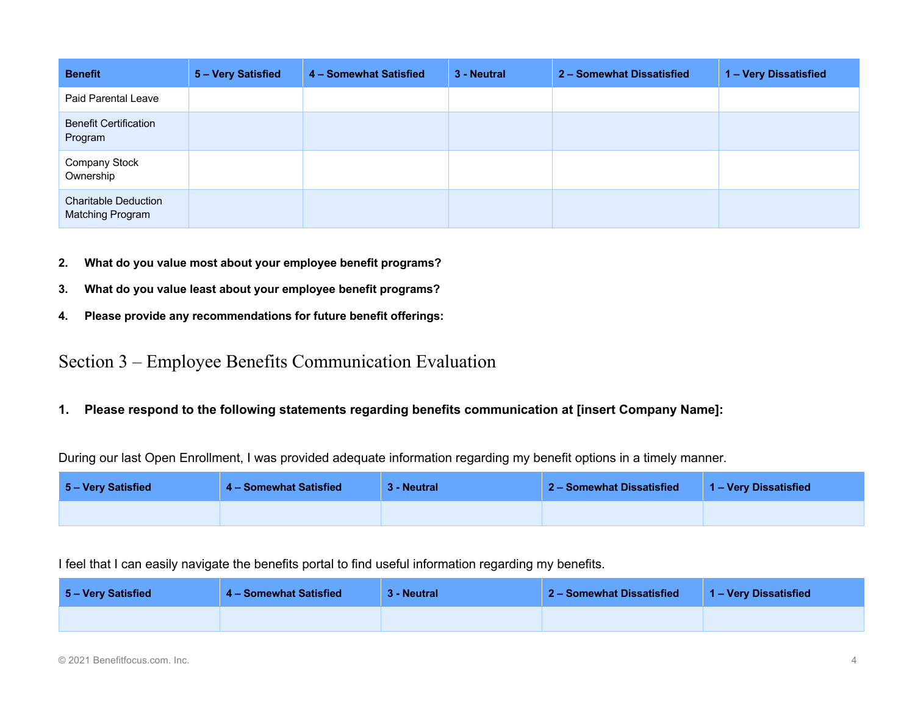| Benefit | 5 – Very Satisfied | 4 – Somewhat Satisfied | 3 - Neutral | 2 – Somewhat Dissatisfied | 1 – Very Dissatisfied |
|---|---|---|---|---|---|
| Paid Parental Leave | | | | | |
| Benefit Certification Program | | | | | |
| Company Stock Ownership | | | | | |
| Charitable Deduction Matching Program | | | | | |

2. **What do you value most about your employee benefit programs?**
3. **What do you value least about your employee benefit programs?**
4. **Please provide any recommendations for future benefit offerings:**

## Section 3 – Employee Benefits Communication Evaluation

1. **Please respond to the following statements regarding benefits communication at [insert Company Name]:**

During our last Open Enrollment, I was provided adequate information regarding my benefit options in a timely manner.

| 5 – Very Satisfied | 4 – Somewhat Satisfied | 3 - Neutral | 2 – Somewhat Dissatisfied | 1 – Very Dissatisfied |
|---|---|---|---|---|
| | | | | |

I feel that I can easily navigate the benefits portal to find useful information regarding my benefits.

| 5 – Very Satisfied | 4 – Somewhat Satisfied | 3 - Neutral | 2 – Somewhat Dissatisfied | 1 – Very Dissatisfied |
|---|---|---|---|---|
| | | | | |

© 2021 Benefitfocus.com. Inc.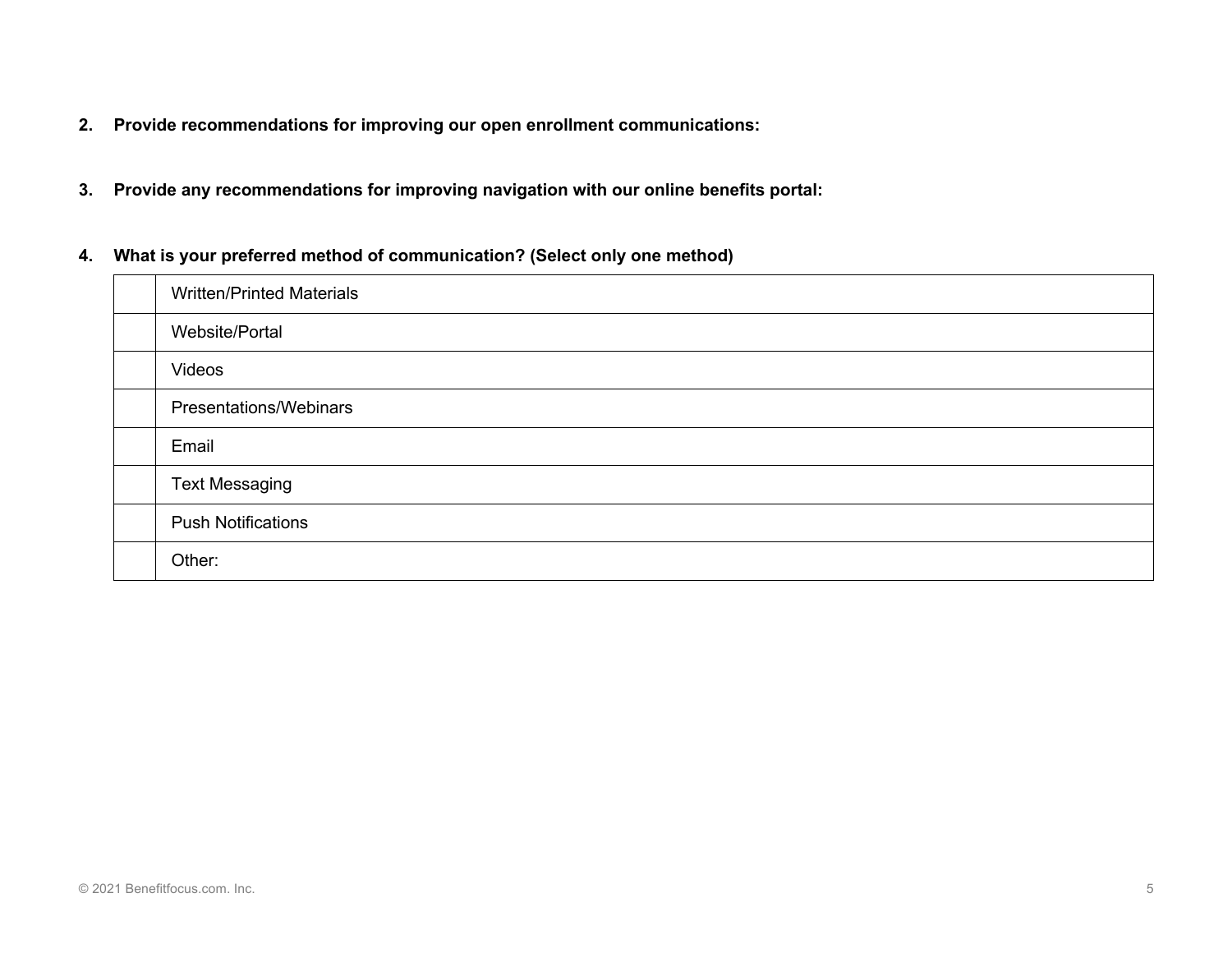2. **Provide recommendations for improving our open enrollment communications:**

3. **Provide any recommendations for improving navigation with our online benefits portal:**

4. **What is your preferred method of communication? (Select only one method)**

| | |
|---|---|
| | Written/Printed Materials |
| | Website/Portal |
| | Videos |
| | Presentations/Webinars |
| | Email |
| | Text Messaging |
| | Push Notifications |
| | Other: |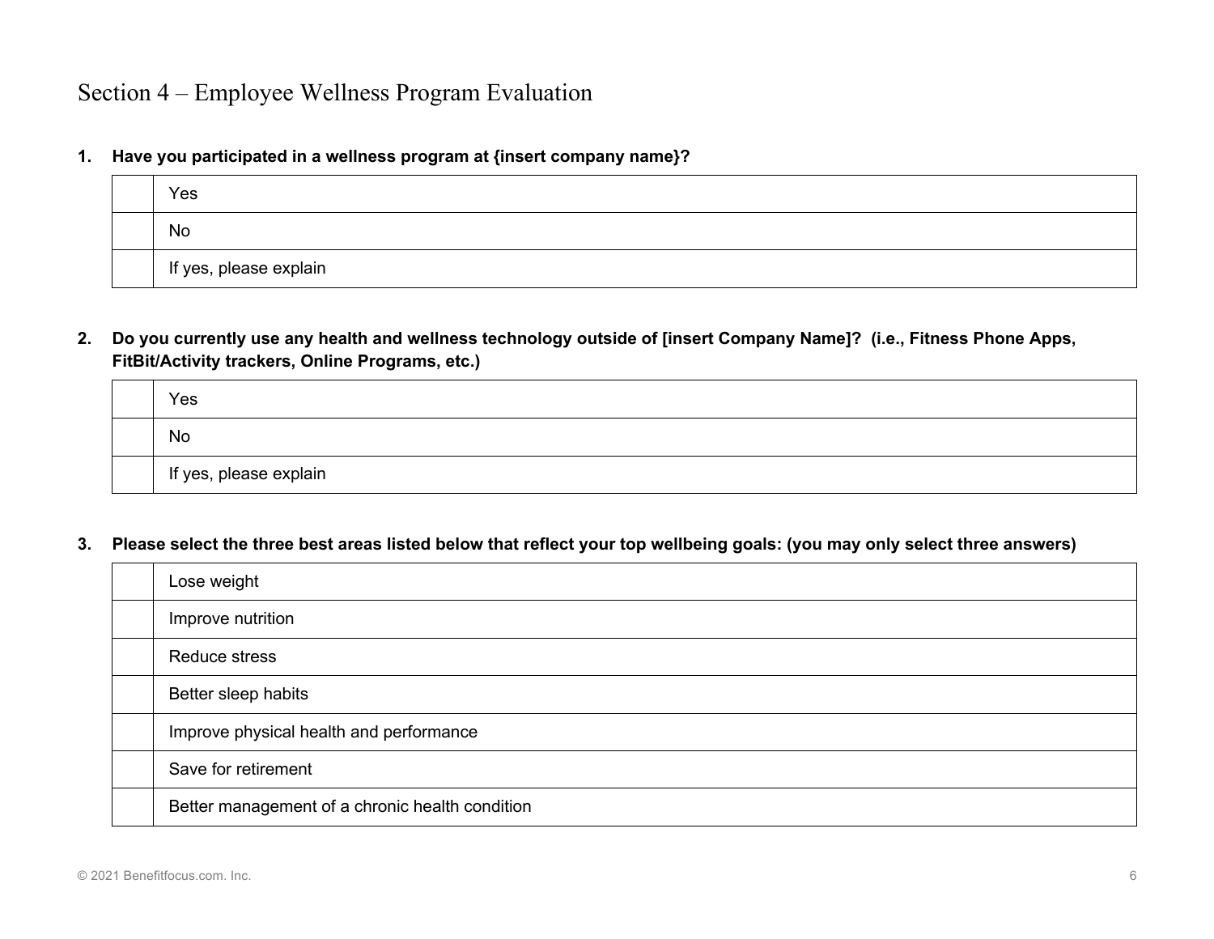## Section 4 – Employee Wellness Program Evaluation

**1. Have you participated in a wellness program at {insert company name}?**

| | |
|---|---|
| | Yes |
| | No |
| | If yes, please explain |

**2. Do you currently use any health and wellness technology outside of [insert Company Name]? (i.e., Fitness Phone Apps, FitBit/Activity trackers, Online Programs, etc.)**

| | |
|---|---|
| | Yes |
| | No |
| | If yes, please explain |

**3. Please select the three best areas listed below that reflect your top wellbeing goals: (you may only select three answers)**

| | |
|---|---|
| | Lose weight |
| | Improve nutrition |
| | Reduce stress |
| | Better sleep habits |
| | Improve physical health and performance |
| | Save for retirement |
| | Better management of a chronic health condition |

© 2021 Benefitfocus.com. Inc.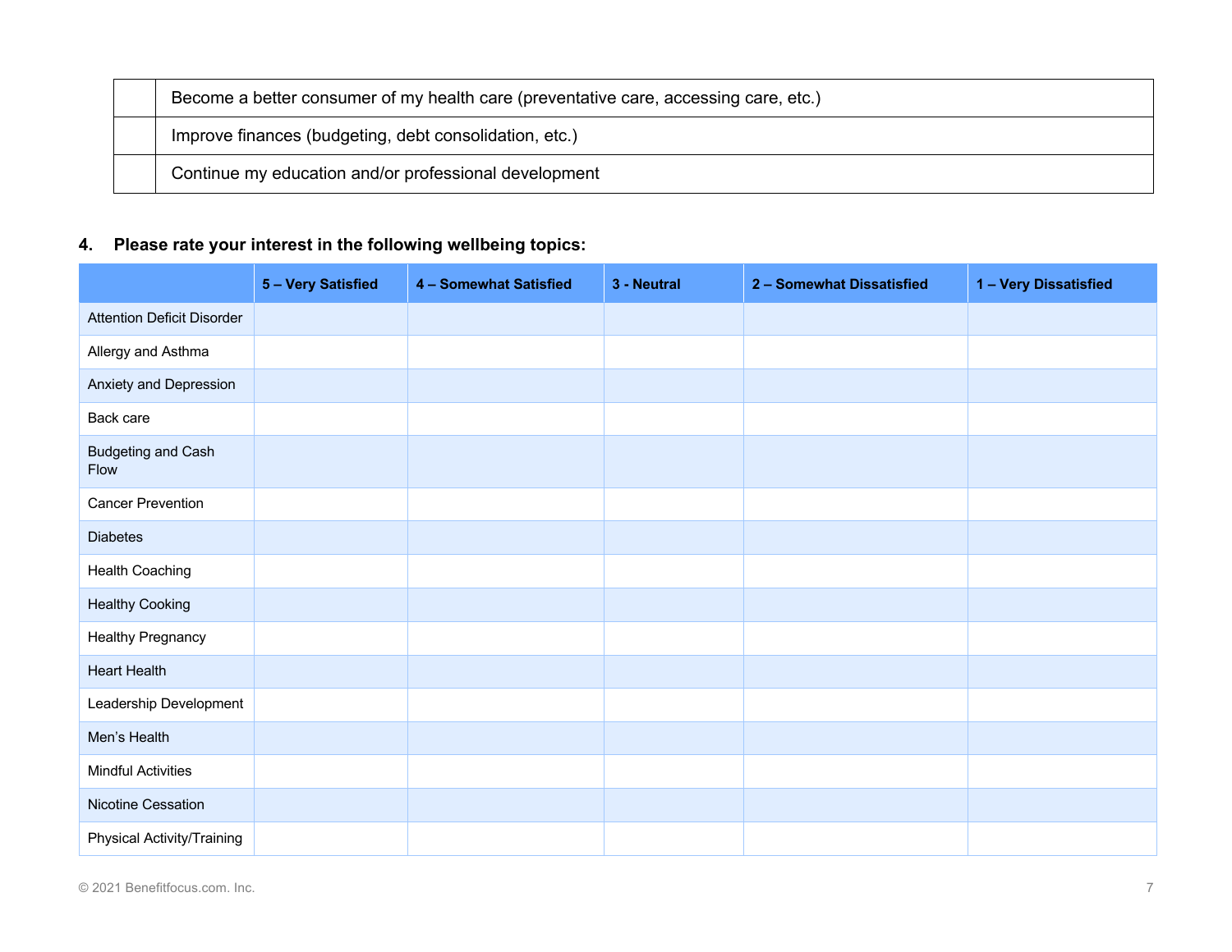| | |
|---|---|
| | Become a better consumer of my health care (preventative care, accessing care, etc.) |
| | Improve finances (budgeting, debt consolidation, etc.) |
| | Continue my education and/or professional development |

**4. Please rate your interest in the following wellbeing topics:**

| | 5 – Very Satisfied | 4 – Somewhat Satisfied | 3 - Neutral | 2 – Somewhat Dissatisfied | 1 – Very Dissatisfied |
|---|---|---|---|---|---|
| Attention Deficit Disorder | | | | | |
| Allergy and Asthma | | | | | |
| Anxiety and Depression | | | | | |
| Back care | | | | | |
| Budgeting and Cash Flow | | | | | |
| Cancer Prevention | | | | | |
| Diabetes | | | | | |
| Health Coaching | | | | | |
| Healthy Cooking | | | | | |
| Healthy Pregnancy | | | | | |
| Heart Health | | | | | |
| Leadership Development | | | | | |
| Men's Health | | | | | |
| Mindful Activities | | | | | |
| Nicotine Cessation | | | | | |
| Physical Activity/Training | | | | | |

© 2021 Benefitfocus.com. Inc.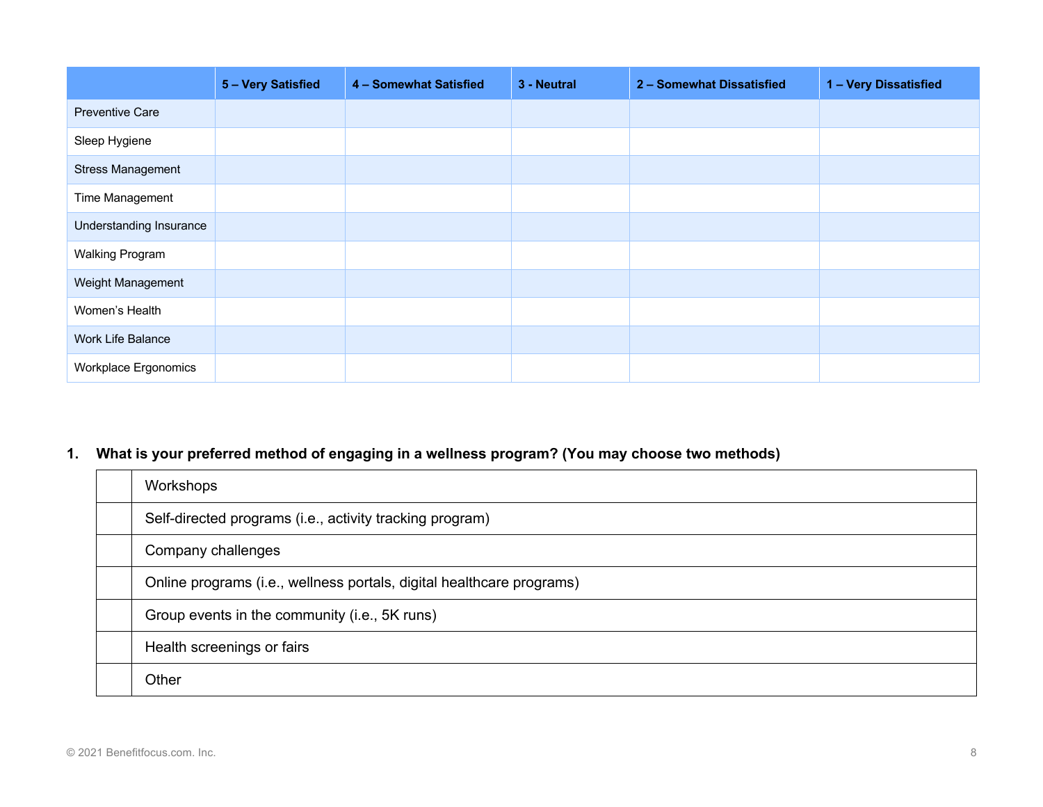| | 5 – Very Satisfied | 4 – Somewhat Satisfied | 3 - Neutral | 2 – Somewhat Dissatisfied | 1 – Very Dissatisfied |
|---|---|---|---|---|---|
| Preventive Care | | | | | |
| Sleep Hygiene | | | | | |
| Stress Management | | | | | |
| Time Management | | | | | |
| Understanding Insurance | | | | | |
| Walking Program | | | | | |
| Weight Management | | | | | |
| Women's Health | | | | | |
| Work Life Balance | | | | | |
| Workplace Ergonomics | | | | | |

**1. What is your preferred method of engaging in a wellness program? (You may choose two methods)**

| | |
|---|---|
| | Workshops |
| | Self-directed programs (i.e., activity tracking program) |
| | Company challenges |
| | Online programs (i.e., wellness portals, digital healthcare programs) |
| | Group events in the community (i.e., 5K runs) |
| | Health screenings or fairs |
| | Other |

© 2021 Benefitfocus.com. Inc.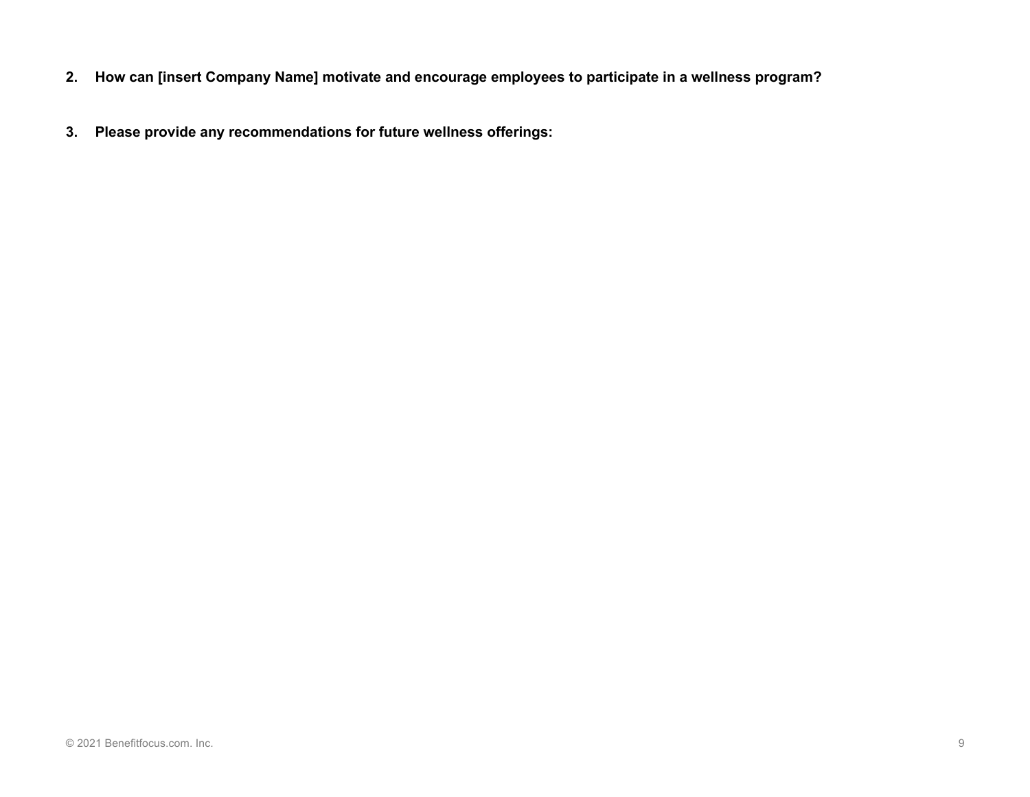2. **How can [insert Company Name] motivate and encourage employees to participate in a wellness program?**

3. **Please provide any recommendations for future wellness offerings:**

© 2021 Benefitfocus.com. Inc.